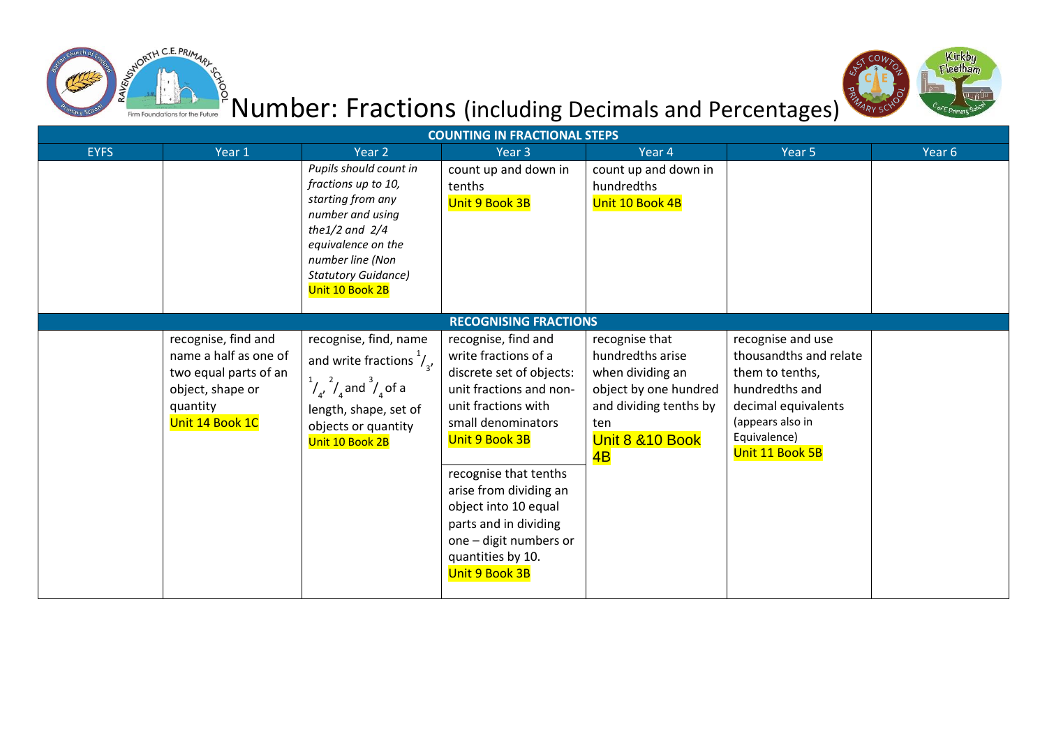# Number: Fractions (including Decimals and Percentages)

| COUNTING IN FRACTIONAL STEPS | | | | | | |
|---|---|---|---|---|---|---|
| EYFS | Year 1 | Year 2 | Year 3 | Year 4 | Year 5 | Year 6 |
| | | *Pupils should count in fractions up to 10, starting from any number and using the1/2 and 2/4 equivalence on the number line (Non Statutory Guidance)* Unit 10 Book 2B | count up and down in tenths Unit 9 Book 3B | count up and down in hundredths Unit 10 Book 4B | | |
| **RECOGNISING FRACTIONS** | | | | | | |
| | recognise, find and name a half as one of two equal parts of an object, shape or quantity Unit 14 Book 1C | recognise, find, name and write fractions $^1/_3$, $^1/_4$, $^2/_4$ and $^3/_4$ of a length, shape, set of objects or quantity Unit 10 Book 2B | recognise, find and write fractions of a discrete set of objects: unit fractions and non-unit fractions with small denominators Unit 9 Book 3B<br><br>recognise that tenths arise from dividing an object into 10 equal parts and in dividing one – digit numbers or quantities by 10. Unit 9 Book 3B | recognise that hundredths arise when dividing an object by one hundred and dividing tenths by ten Unit 8 &10 Book 4B | recognise and use thousandths and relate them to tenths, hundredths and decimal equivalents (appears also in Equivalence) Unit 11 Book 5B | |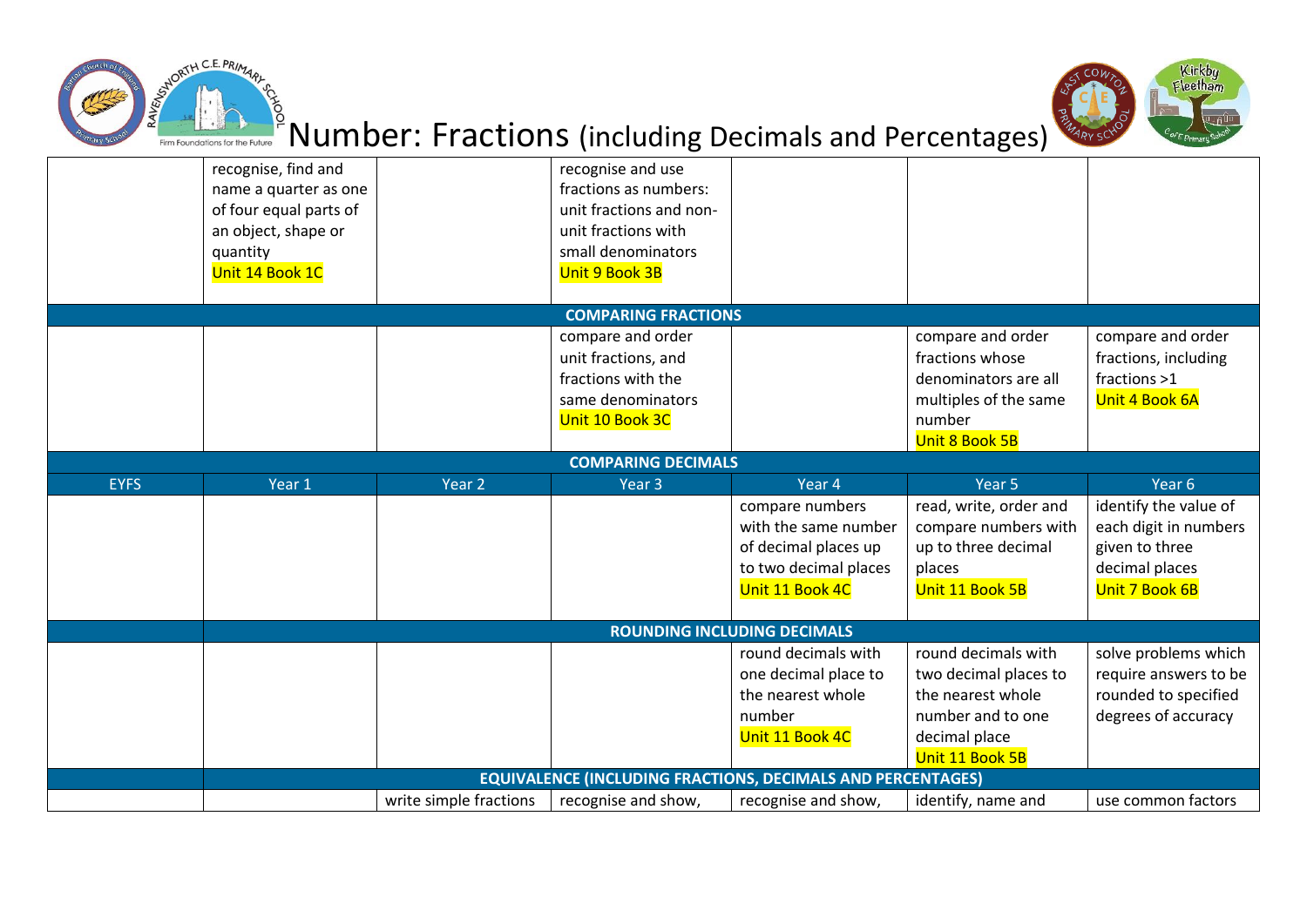# Number: Fractions (including Decimals and Percentages)

| | | | | | | |
|---|---|---|---|---|---|---|
| | recognise, find and name a quarter as one of four equal parts of an object, shape or quantity Unit 14 Book 1C | | recognise and use fractions as numbers: unit fractions and non-unit fractions with small denominators Unit 9 Book 3B | | | |
| **COMPARING FRACTIONS** | | | | | | |
| | | | compare and order unit fractions, and fractions with the same denominators Unit 10 Book 3C | | compare and order fractions whose denominators are all multiples of the same number Unit 8 Book 5B | compare and order fractions, including fractions >1 Unit 4 Book 6A |
| **COMPARING DECIMALS** | | | | | | |
| EYFS | Year 1 | Year 2 | Year 3 | Year 4 | Year 5 | Year 6 |
| | | | | compare numbers with the same number of decimal places up to two decimal places Unit 11 Book 4C | read, write, order and compare numbers with up to three decimal places Unit 11 Book 5B | identify the value of each digit in numbers given to three decimal places Unit 7 Book 6B |
| **ROUNDING INCLUDING DECIMALS** | | | | | | |
| | | | | round decimals with one decimal place to the nearest whole number Unit 11 Book 4C | round decimals with two decimal places to the nearest whole number and to one decimal place Unit 11 Book 5B | solve problems which require answers to be rounded to specified degrees of accuracy |
| **EQUIVALENCE (INCLUDING FRACTIONS, DECIMALS AND PERCENTAGES)** | | | | | | |
| | | write simple fractions | recognise and show, | recognise and show, | identify, name and | use common factors |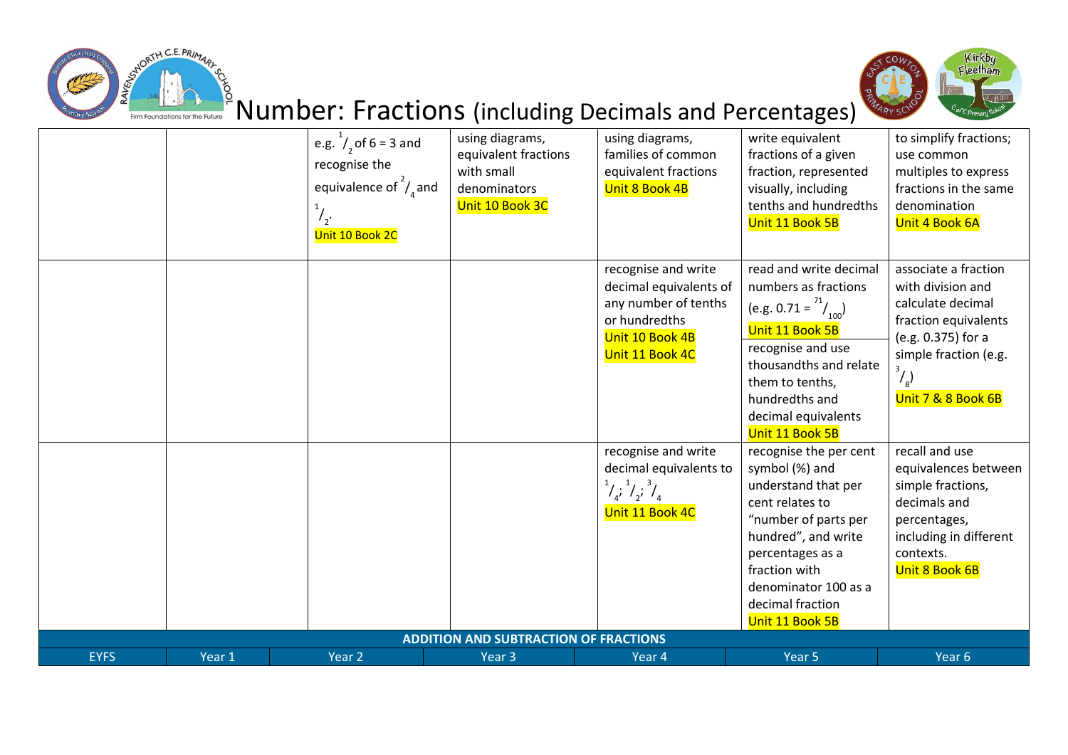# Number: Fractions (including Decimals and Percentages)

| EYFS | Year 1 | Year 2 | Year 3 | Year 4 | Year 5 | Year 6 |
|---|---|---|---|---|---|---|
| | | e.g. $^1/_2$ of 6 = 3 and recognise the equivalence of $^2/_4$ and $^1/_2$. Unit 10 Book 2C | using diagrams, equivalent fractions with small denominators Unit 10 Book 3C | using diagrams, families of common equivalent fractions Unit 8 Book 4B | write equivalent fractions of a given fraction, represented visually, including tenths and hundredths Unit 11 Book 5B | to simplify fractions; use common multiples to express fractions in the same denomination Unit 4 Book 6A |
| | | | | recognise and write decimal equivalents of any number of tenths or hundredths Unit 10 Book 4B Unit 11 Book 4C | read and write decimal numbers as fractions (e.g. 0.71 = $^{71}/_{100}$) Unit 11 Book 5B<br>recognise and use thousandths and relate them to tenths, hundredths and decimal equivalents Unit 11 Book 5B | associate a fraction with division and calculate decimal fraction equivalents (e.g. 0.375) for a simple fraction (e.g. $^3/_8$) Unit 7 & 8 Book 6B |
| | | | | recognise and write decimal equivalents to $^1/_4$; $^1/_2$; $^3/_4$ Unit 11 Book 4C | recognise the per cent symbol (%) and understand that per cent relates to "number of parts per hundred", and write percentages as a fraction with denominator 100 as a decimal fraction Unit 11 Book 5B | recall and use equivalences between simple fractions, decimals and percentages, including in different contexts. Unit 8 Book 6B |

**ADDITION AND SUBTRACTION OF FRACTIONS**

| EYFS | Year 1 | Year 2 | Year 3 | Year 4 | Year 5 | Year 6 |
|---|---|---|---|---|---|---|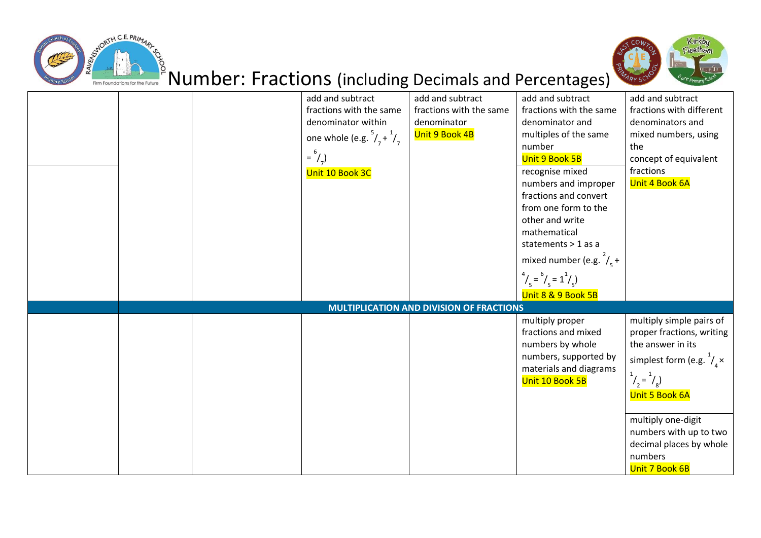# Number: Fractions (including Decimals and Percentages)

| | | | | | | |
|---|---|---|---|---|---|---|
| | | | add and subtract fractions with the same denominator within one whole (e.g. $\frac{5}{7} + \frac{1}{7} = \frac{6}{7}$) Unit 10 Book 3C | add and subtract fractions with the same denominator Unit 9 Book 4B | add and subtract fractions with the same denominator and multiples of the same number Unit 9 Book 5B | add and subtract fractions with different denominators and mixed numbers, using the concept of equivalent fractions Unit 4 Book 6A |
| | | | | | recognise mixed numbers and improper fractions and convert from one form to the other and write mathematical statements > 1 as a mixed number (e.g. $\frac{2}{5} + \frac{4}{5} = \frac{6}{5} = 1\frac{1}{5}$) Unit 8 & 9 Book 5B | |
| | **MULTIPLICATION AND DIVISION OF FRACTIONS** | | | | | |
| | | | | | multiply proper fractions and mixed numbers by whole numbers, supported by materials and diagrams Unit 10 Book 5B | multiply simple pairs of proper fractions, writing the answer in its simplest form (e.g. $\frac{1}{4} \times \frac{1}{2} = \frac{1}{8}$) Unit 5 Book 6A |
| | | | | | | multiply one-digit numbers with up to two decimal places by whole numbers Unit 7 Book 6B |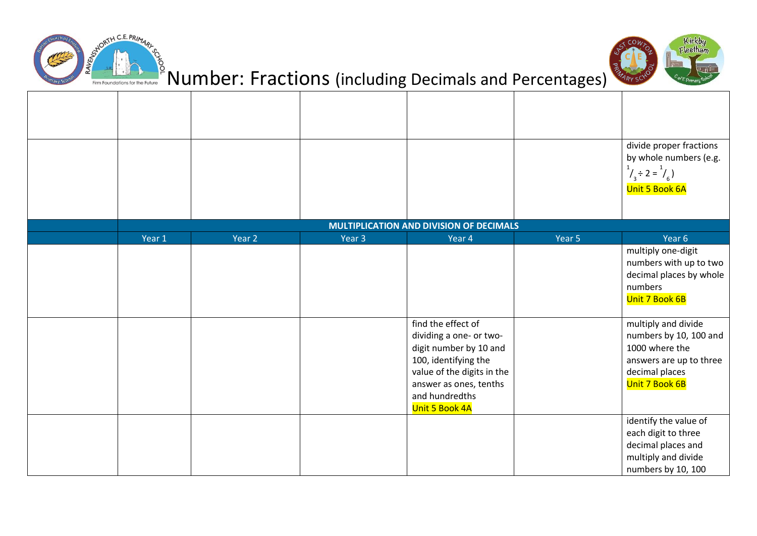# Number: Fractions (including Decimals and Percentages)

| | | | | | | |
|---|---|---|---|---|---|---|
| | | | | | | |
| | | | | | | divide proper fractions by whole numbers (e.g. $^{1}/_{3} \div 2 = {}^{1}/_{6}$) Unit 5 Book 6A |
| | **MULTIPLICATION AND DIVISION OF DECIMALS** | | | | | |
| | Year 1 | Year 2 | Year 3 | Year 4 | Year 5 | Year 6 |
| | | | | | | multiply one-digit numbers with up to two decimal places by whole numbers Unit 7 Book 6B |
| | | | | find the effect of dividing a one- or two-digit number by 10 and 100, identifying the value of the digits in the answer as ones, tenths and hundredths Unit 5 Book 4A | | multiply and divide numbers by 10, 100 and 1000 where the answers are up to three decimal places Unit 7 Book 6B |
| | | | | | | identify the value of each digit to three decimal places and multiply and divide numbers by 10, 100 |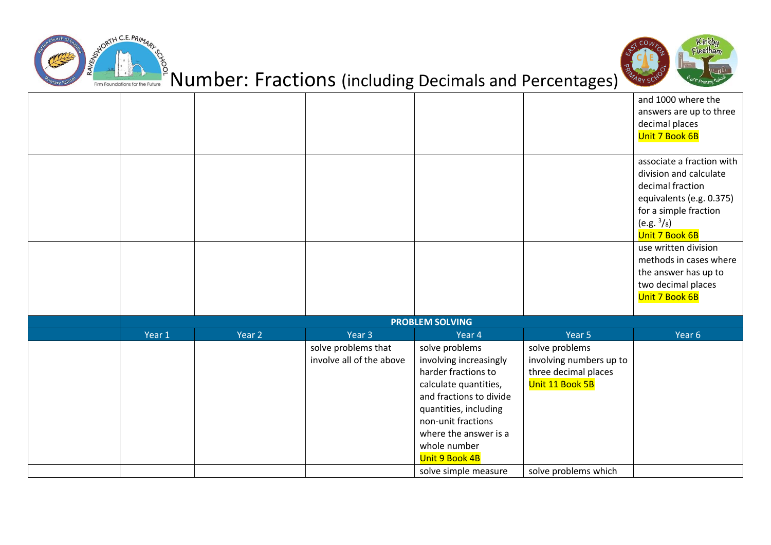# Number: Fractions (including Decimals and Percentages)

| | | | | | | |
|---|---|---|---|---|---|---|
| | | | | | | and 1000 where the answers are up to three decimal places Unit 7 Book 6B |
| | | | | | | associate a fraction with division and calculate decimal fraction equivalents (e.g. 0.375) for a simple fraction (e.g. $^3/_8$) Unit 7 Book 6B |
| | | | | | | use written division methods in cases where the answer has up to two decimal places Unit 7 Book 6B |
| | **PROBLEM SOLVING** | | | | | |
| | Year 1 | Year 2 | Year 3 | Year 4 | Year 5 | Year 6 |
| | | | solve problems that involve all of the above | solve problems involving increasingly harder fractions to calculate quantities, and fractions to divide quantities, including non-unit fractions where the answer is a whole number Unit 9 Book 4B | solve problems involving numbers up to three decimal places Unit 11 Book 5B | |
| | | | | solve simple measure | solve problems which | |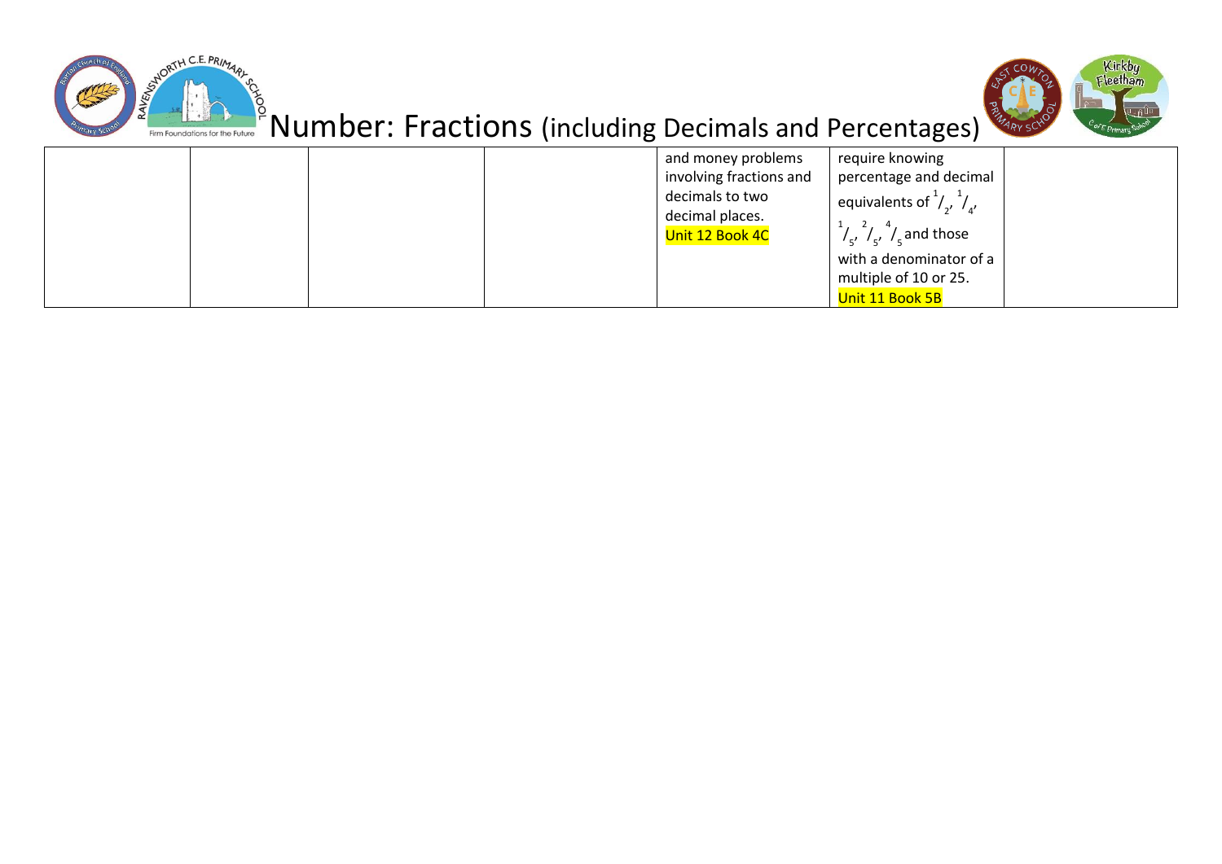# Number: Fractions (including Decimals and Percentages)

| | | | | | | |
|---|---|---|---|---|---|---|
| | | | | and money problems involving fractions and decimals to two decimal places. Unit 12 Book 4C | require knowing percentage and decimal equivalents of $^{1}/_{2}$, $^{1}/_{4}$, $^{1}/_{5}$, $^{2}/_{5}$, $^{4}/_{5}$ and those with a denominator of a multiple of 10 or 25. Unit 11 Book 5B | |